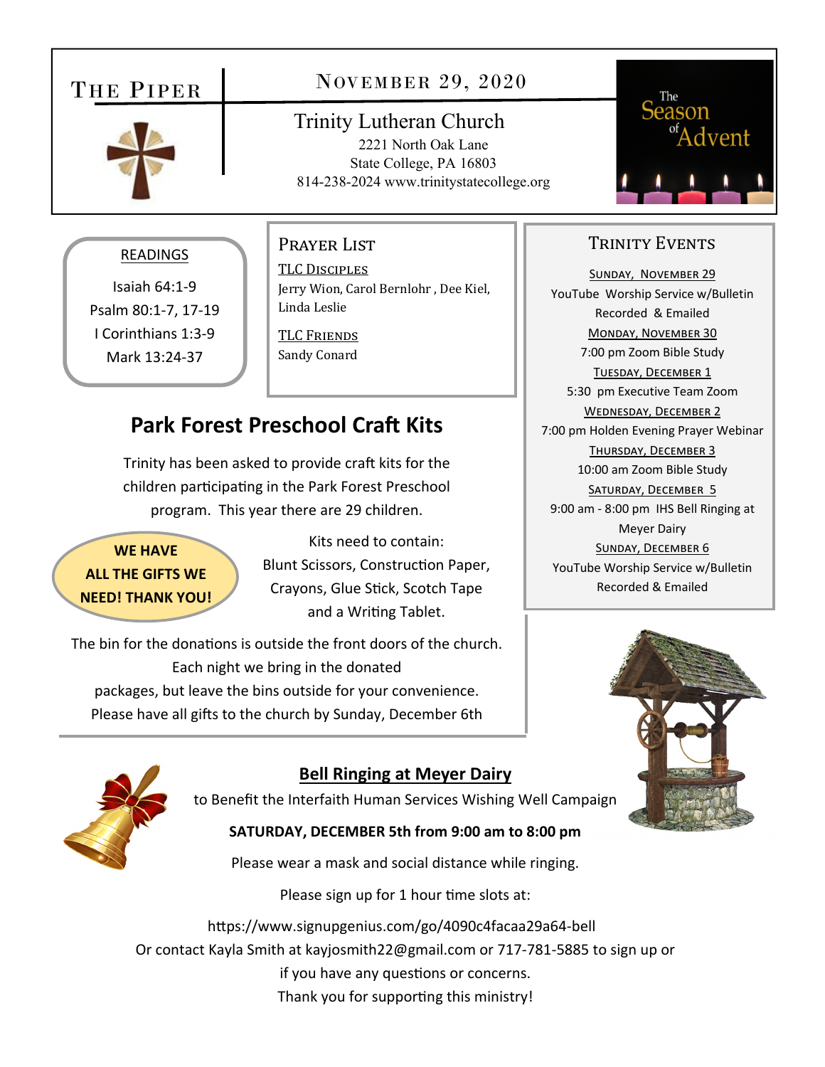# The Piper

## November 29, 2020

### Trinity Lutheran Church

2221 North Oak Lane
State College, PA 16803
814-238-2024 www.trinitystatecollege.org

The Season of Advent

## Readings

Isaiah 64:1-9
Psalm 80:1-7, 17-19
I Corinthians 1:3-9
Mark 13:24-37

## Prayer List

TLC Disciples
Jerry Wion, Carol Bernlohr , Dee Kiel, Linda Leslie

TLC Friends
Sandy Conard

## Park Forest Preschool Craft Kits

Trinity has been asked to provide craft kits for the children participating in the Park Forest Preschool program. This year there are 29 children.

**WE HAVE ALL THE GIFTS WE NEED! THANK YOU!**

Kits need to contain:
Blunt Scissors, Construction Paper, Crayons, Glue Stick, Scotch Tape and a Writing Tablet.

The bin for the donations is outside the front doors of the church. Each night we bring in the donated packages, but leave the bins outside for your convenience. Please have all gifts to the church by Sunday, December 6th

## Trinity Events

Sunday, November 29
YouTube Worship Service w/Bulletin Recorded & Emailed

Monday, November 30
7:00 pm Zoom Bible Study

Tuesday, December 1
5:30 pm Executive Team Zoom

Wednesday, December 2
7:00 pm Holden Evening Prayer Webinar

Thursday, December 3
10:00 am Zoom Bible Study

Saturday, December 5
9:00 am - 8:00 pm IHS Bell Ringing at Meyer Dairy

Sunday, December 6
YouTube Worship Service w/Bulletin Recorded & Emailed

## Bell Ringing at Meyer Dairy

to Benefit the Interfaith Human Services Wishing Well Campaign

**SATURDAY, DECEMBER 5th from 9:00 am to 8:00 pm**

Please wear a mask and social distance while ringing.

Please sign up for 1 hour time slots at:

https://www.signupgenius.com/go/4090c4facaa29a64-bell
Or contact Kayla Smith at kayjosmith22@gmail.com or 717-781-5885 to sign up or if you have any questions or concerns.
Thank you for supporting this ministry!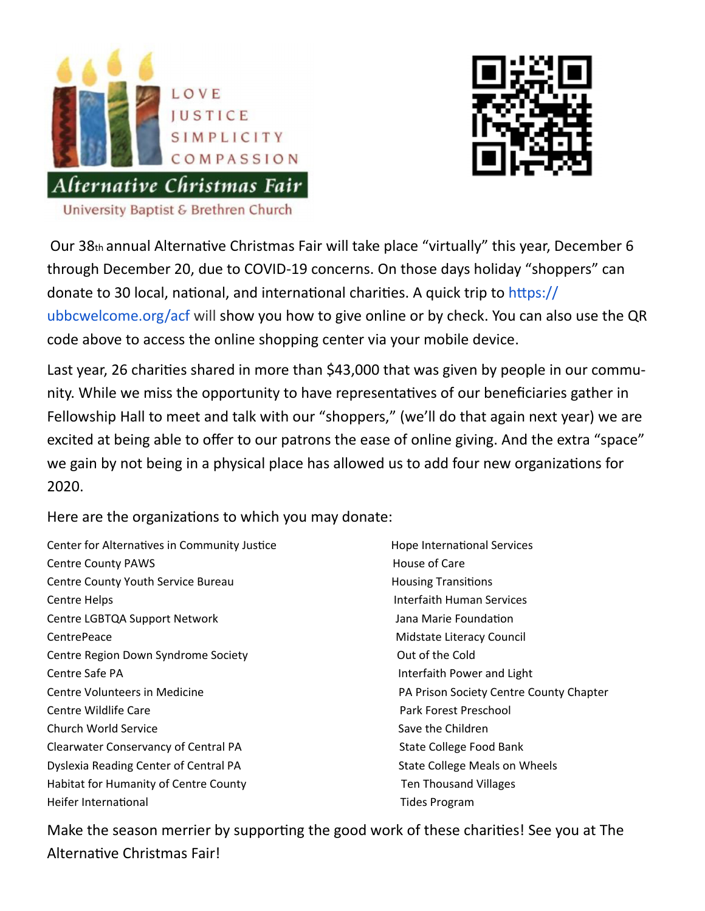LOVE
JUSTICE
SIMPLICITY
COMPASSION

**Alternative Christmas Fair**

University Baptist & Brethren Church

Our 38th annual Alternative Christmas Fair will take place "virtually" this year, December 6 through December 20, due to COVID-19 concerns. On those days holiday "shoppers" can donate to 30 local, national, and international charities. A quick trip to https://ubbcwelcome.org/acf will show you how to give online or by check. You can also use the QR code above to access the online shopping center via your mobile device.

Last year, 26 charities shared in more than $43,000 that was given by people in our community. While we miss the opportunity to have representatives of our beneficiaries gather in Fellowship Hall to meet and talk with our "shoppers," (we'll do that again next year) we are excited at being able to offer to our patrons the ease of online giving. And the extra "space" we gain by not being in a physical place has allowed us to add four new organizations for 2020.

Here are the organizations to which you may donate:

- Center for Alternatives in Community Justice
- Centre County PAWS
- Centre County Youth Service Bureau
- Centre Helps
- Centre LGBTQA Support Network
- CentrePeace
- Centre Region Down Syndrome Society
- Centre Safe PA
- Centre Volunteers in Medicine
- Centre Wildlife Care
- Church World Service
- Clearwater Conservancy of Central PA
- Dyslexia Reading Center of Central PA
- Habitat for Humanity of Centre County
- Heifer International
- Hope International Services
- House of Care
- Housing Transitions
- Interfaith Human Services
- Jana Marie Foundation
- Midstate Literacy Council
- Out of the Cold
- Interfaith Power and Light
- PA Prison Society Centre County Chapter
- Park Forest Preschool
- Save the Children
- State College Food Bank
- State College Meals on Wheels
- Ten Thousand Villages
- Tides Program

Make the season merrier by supporting the good work of these charities! See you at The Alternative Christmas Fair!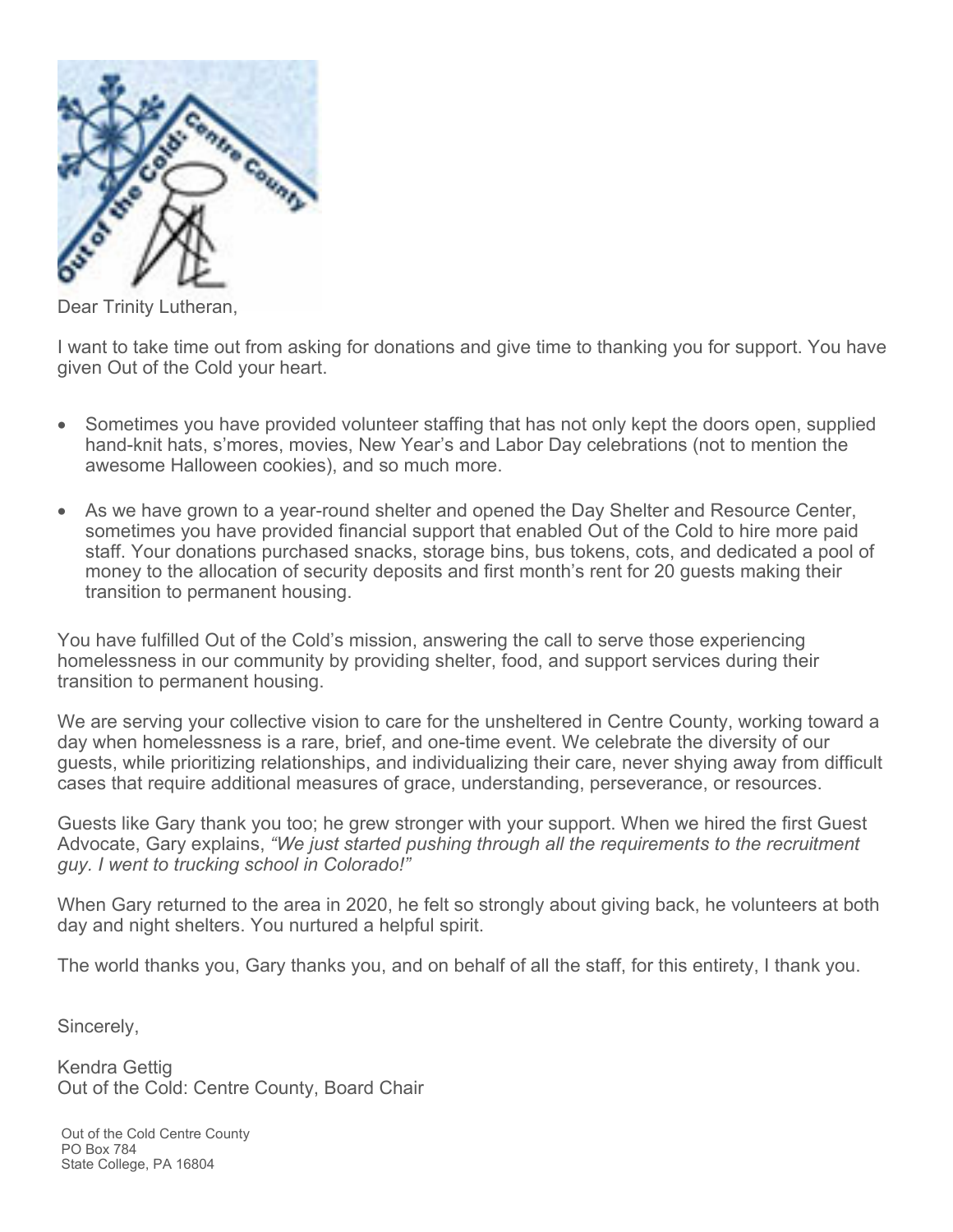Dear Trinity Lutheran,

I want to take time out from asking for donations and give time to thanking you for support. You have given Out of the Cold your heart.

- Sometimes you have provided volunteer staffing that has not only kept the doors open, supplied hand-knit hats, s'mores, movies, New Year's and Labor Day celebrations (not to mention the awesome Halloween cookies), and so much more.
- As we have grown to a year-round shelter and opened the Day Shelter and Resource Center, sometimes you have provided financial support that enabled Out of the Cold to hire more paid staff. Your donations purchased snacks, storage bins, bus tokens, cots, and dedicated a pool of money to the allocation of security deposits and first month's rent for 20 guests making their transition to permanent housing.

You have fulfilled Out of the Cold's mission, answering the call to serve those experiencing homelessness in our community by providing shelter, food, and support services during their transition to permanent housing.

We are serving your collective vision to care for the unsheltered in Centre County, working toward a day when homelessness is a rare, brief, and one-time event. We celebrate the diversity of our guests, while prioritizing relationships, and individualizing their care, never shying away from difficult cases that require additional measures of grace, understanding, perseverance, or resources.

Guests like Gary thank you too; he grew stronger with your support. When we hired the first Guest Advocate, Gary explains, *"We just started pushing through all the requirements to the recruitment guy. I went to trucking school in Colorado!"*

When Gary returned to the area in 2020, he felt so strongly about giving back, he volunteers at both day and night shelters. You nurtured a helpful spirit.

The world thanks you, Gary thanks you, and on behalf of all the staff, for this entirety, I thank you.

Sincerely,

Kendra Gettig
Out of the Cold: Centre County, Board Chair

Out of the Cold Centre County
PO Box 784
State College, PA 16804